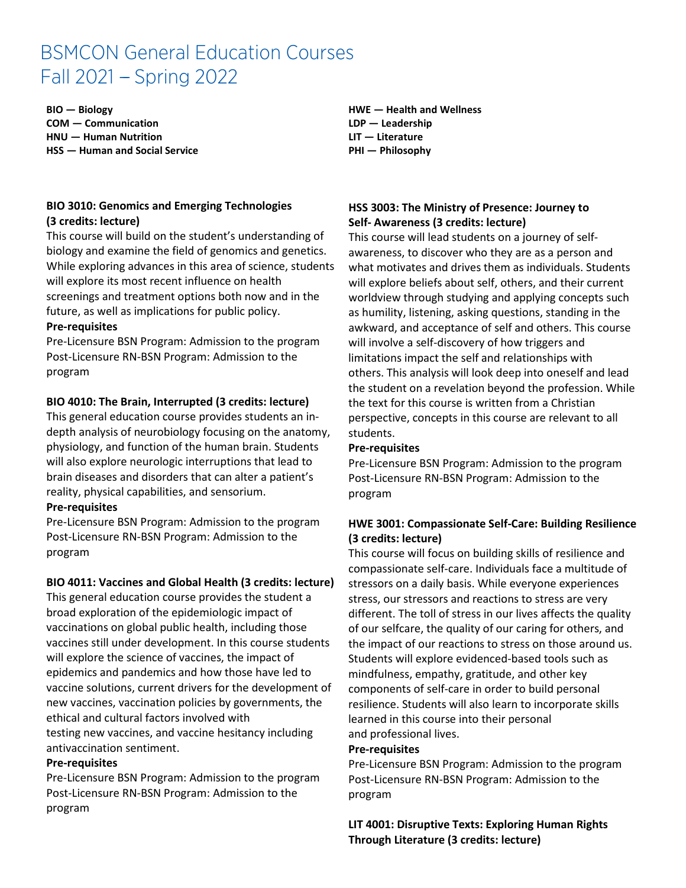# BSMCON General Education Courses Fall 2021 – Spring 2022

**BIO — Biology**
**COM — Communication**
**HNU — Human Nutrition**
**HSS — Human and Social Service**
**HWE — Health and Wellness**
**LDP — Leadership**
**LIT — Literature**
**PHI — Philosophy**

**BIO 3010: Genomics and Emerging Technologies (3 credits: lecture)**

This course will build on the student's understanding of biology and examine the field of genomics and genetics. While exploring advances in this area of science, students will explore its most recent influence on health screenings and treatment options both now and in the future, as well as implications for public policy.

**Pre-requisites**

Pre-Licensure BSN Program: Admission to the program
Post-Licensure RN-BSN Program: Admission to the program

**BIO 4010: The Brain, Interrupted (3 credits: lecture)**

This general education course provides students an in-depth analysis of neurobiology focusing on the anatomy, physiology, and function of the human brain. Students will also explore neurologic interruptions that lead to brain diseases and disorders that can alter a patient's reality, physical capabilities, and sensorium.

**Pre-requisites**

Pre-Licensure BSN Program: Admission to the program
Post-Licensure RN-BSN Program: Admission to the program

**BIO 4011: Vaccines and Global Health (3 credits: lecture)**

This general education course provides the student a broad exploration of the epidemiologic impact of vaccinations on global public health, including those vaccines still under development. In this course students will explore the science of vaccines, the impact of epidemics and pandemics and how those have led to vaccine solutions, current drivers for the development of new vaccines, vaccination policies by governments, the ethical and cultural factors involved with testing new vaccines, and vaccine hesitancy including antivaccination sentiment.

**Pre-requisites**

Pre-Licensure BSN Program: Admission to the program
Post-Licensure RN-BSN Program: Admission to the program

**HSS 3003: The Ministry of Presence: Journey to Self- Awareness (3 credits: lecture)**

This course will lead students on a journey of self-awareness, to discover who they are as a person and what motivates and drives them as individuals. Students will explore beliefs about self, others, and their current worldview through studying and applying concepts such as humility, listening, asking questions, standing in the awkward, and acceptance of self and others. This course will involve a self-discovery of how triggers and limitations impact the self and relationships with others. This analysis will look deep into oneself and lead the student on a revelation beyond the profession. While the text for this course is written from a Christian perspective, concepts in this course are relevant to all students.

**Pre-requisites**

Pre-Licensure BSN Program: Admission to the program
Post-Licensure RN-BSN Program: Admission to the program

**HWE 3001: Compassionate Self-Care: Building Resilience (3 credits: lecture)**

This course will focus on building skills of resilience and compassionate self-care. Individuals face a multitude of stressors on a daily basis. While everyone experiences stress, our stressors and reactions to stress are very different. The toll of stress in our lives affects the quality of our selfcare, the quality of our caring for others, and the impact of our reactions to stress on those around us. Students will explore evidenced-based tools such as mindfulness, empathy, gratitude, and other key components of self-care in order to build personal resilience. Students will also learn to incorporate skills learned in this course into their personal and professional lives.

**Pre-requisites**

Pre-Licensure BSN Program: Admission to the program
Post-Licensure RN-BSN Program: Admission to the program

**LIT 4001: Disruptive Texts: Exploring Human Rights Through Literature (3 credits: lecture)**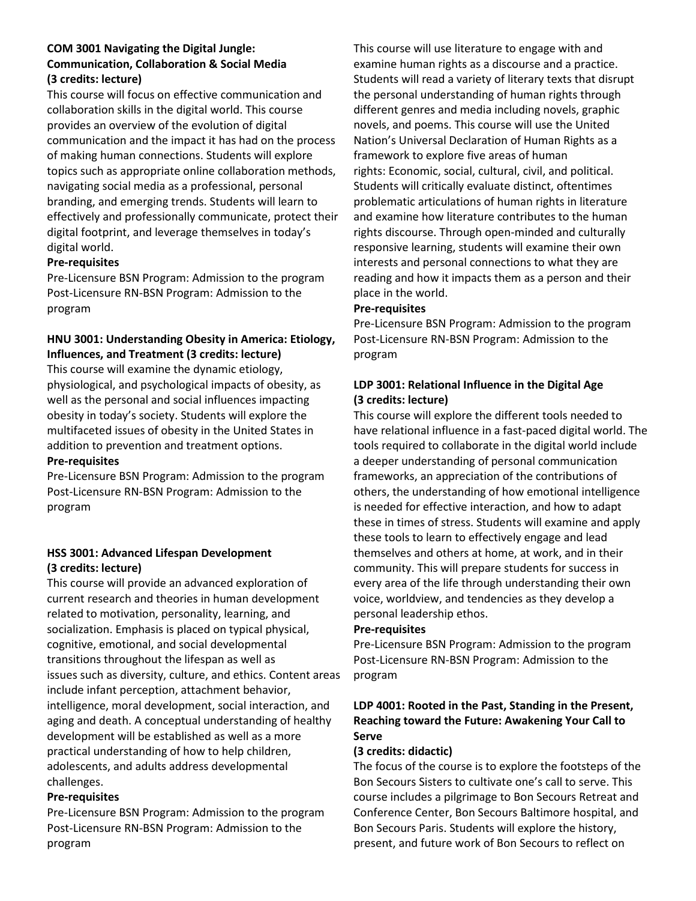### COM 3001 Navigating the Digital Jungle: Communication, Collaboration & Social Media (3 credits: lecture)

This course will focus on effective communication and collaboration skills in the digital world. This course provides an overview of the evolution of digital communication and the impact it has had on the process of making human connections. Students will explore topics such as appropriate online collaboration methods, navigating social media as a professional, personal branding, and emerging trends. Students will learn to effectively and professionally communicate, protect their digital footprint, and leverage themselves in today's digital world.

**Pre-requisites**

Pre-Licensure BSN Program: Admission to the program
Post-Licensure RN-BSN Program: Admission to the program

### HNU 3001: Understanding Obesity in America: Etiology, Influences, and Treatment (3 credits: lecture)

This course will examine the dynamic etiology, physiological, and psychological impacts of obesity, as well as the personal and social influences impacting obesity in today's society. Students will explore the multifaceted issues of obesity in the United States in addition to prevention and treatment options.

**Pre-requisites**

Pre-Licensure BSN Program: Admission to the program
Post-Licensure RN-BSN Program: Admission to the program

### HSS 3001: Advanced Lifespan Development (3 credits: lecture)

This course will provide an advanced exploration of current research and theories in human development related to motivation, personality, learning, and socialization. Emphasis is placed on typical physical, cognitive, emotional, and social developmental transitions throughout the lifespan as well as issues such as diversity, culture, and ethics. Content areas include infant perception, attachment behavior, intelligence, moral development, social interaction, and aging and death. A conceptual understanding of healthy development will be established as well as a more practical understanding of how to help children, adolescents, and adults address developmental challenges.

**Pre-requisites**

Pre-Licensure BSN Program: Admission to the program
Post-Licensure RN-BSN Program: Admission to the program

This course will use literature to engage with and examine human rights as a discourse and a practice. Students will read a variety of literary texts that disrupt the personal understanding of human rights through different genres and media including novels, graphic novels, and poems. This course will use the United Nation's Universal Declaration of Human Rights as a framework to explore five areas of human rights: Economic, social, cultural, civil, and political. Students will critically evaluate distinct, oftentimes problematic articulations of human rights in literature and examine how literature contributes to the human rights discourse. Through open-minded and culturally responsive learning, students will examine their own interests and personal connections to what they are reading and how it impacts them as a person and their place in the world.

**Pre-requisites**

Pre-Licensure BSN Program: Admission to the program
Post-Licensure RN-BSN Program: Admission to the program

### LDP 3001: Relational Influence in the Digital Age (3 credits: lecture)

This course will explore the different tools needed to have relational influence in a fast-paced digital world. The tools required to collaborate in the digital world include a deeper understanding of personal communication frameworks, an appreciation of the contributions of others, the understanding of how emotional intelligence is needed for effective interaction, and how to adapt these in times of stress. Students will examine and apply these tools to learn to effectively engage and lead themselves and others at home, at work, and in their community. This will prepare students for success in every area of the life through understanding their own voice, worldview, and tendencies as they develop a personal leadership ethos.

**Pre-requisites**

Pre-Licensure BSN Program: Admission to the program
Post-Licensure RN-BSN Program: Admission to the program

### LDP 4001: Rooted in the Past, Standing in the Present, Reaching toward the Future: Awakening Your Call to Serve (3 credits: didactic)

The focus of the course is to explore the footsteps of the Bon Secours Sisters to cultivate one's call to serve. This course includes a pilgrimage to Bon Secours Retreat and Conference Center, Bon Secours Baltimore hospital, and Bon Secours Paris. Students will explore the history, present, and future work of Bon Secours to reflect on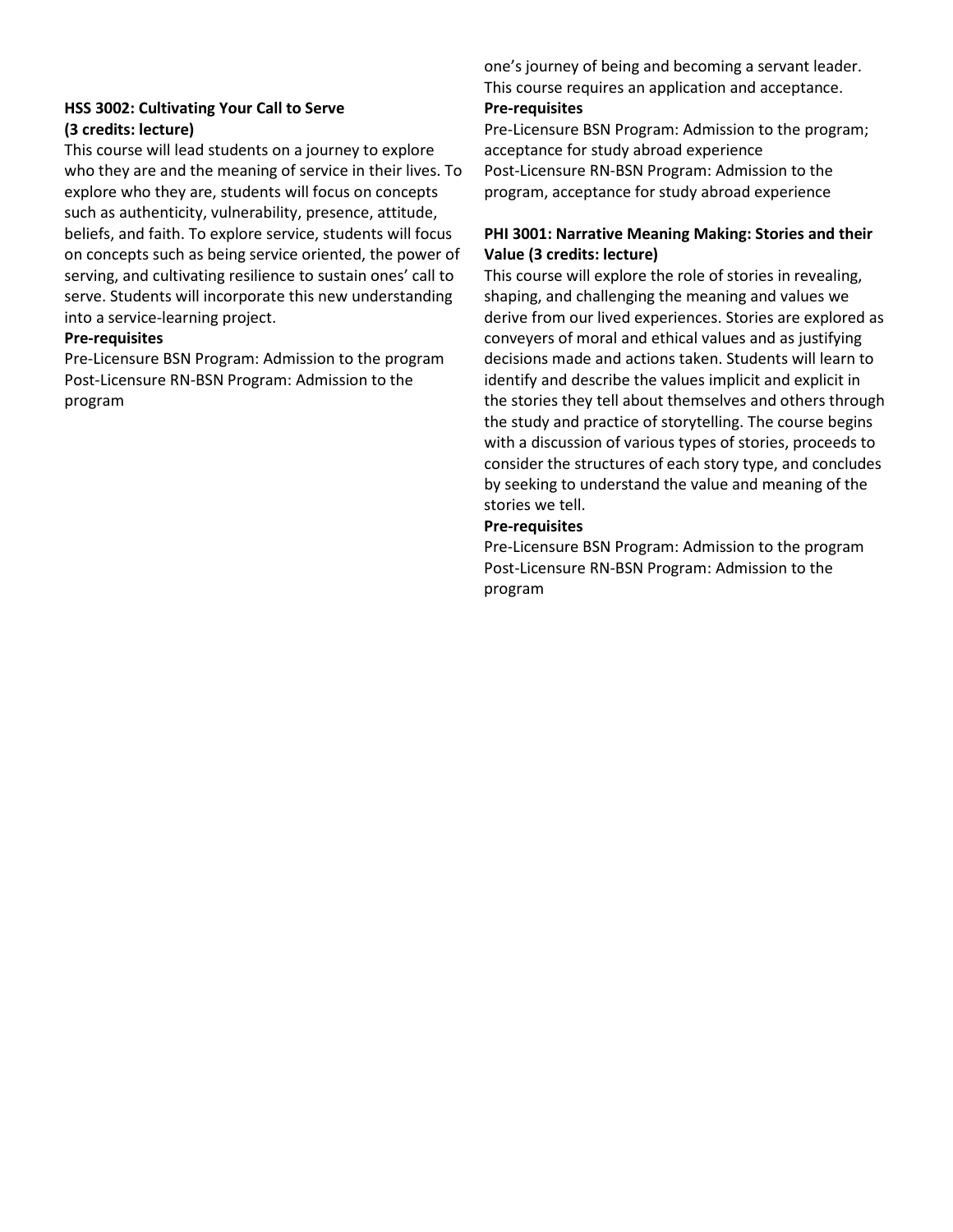**HSS 3002: Cultivating Your Call to Serve (3 credits: lecture)**

This course will lead students on a journey to explore who they are and the meaning of service in their lives. To explore who they are, students will focus on concepts such as authenticity, vulnerability, presence, attitude, beliefs, and faith. To explore service, students will focus on concepts such as being service oriented, the power of serving, and cultivating resilience to sustain ones' call to serve. Students will incorporate this new understanding into a service-learning project.

**Pre-requisites**

Pre-Licensure BSN Program: Admission to the program
Post-Licensure RN-BSN Program: Admission to the program

one's journey of being and becoming a servant leader. This course requires an application and acceptance.

**Pre-requisites**

Pre-Licensure BSN Program: Admission to the program; acceptance for study abroad experience
Post-Licensure RN-BSN Program: Admission to the program, acceptance for study abroad experience

**PHI 3001: Narrative Meaning Making: Stories and their Value (3 credits: lecture)**

This course will explore the role of stories in revealing, shaping, and challenging the meaning and values we derive from our lived experiences. Stories are explored as conveyers of moral and ethical values and as justifying decisions made and actions taken. Students will learn to identify and describe the values implicit and explicit in the stories they tell about themselves and others through the study and practice of storytelling. The course begins with a discussion of various types of stories, proceeds to consider the structures of each story type, and concludes by seeking to understand the value and meaning of the stories we tell.

**Pre-requisites**

Pre-Licensure BSN Program: Admission to the program
Post-Licensure RN-BSN Program: Admission to the program